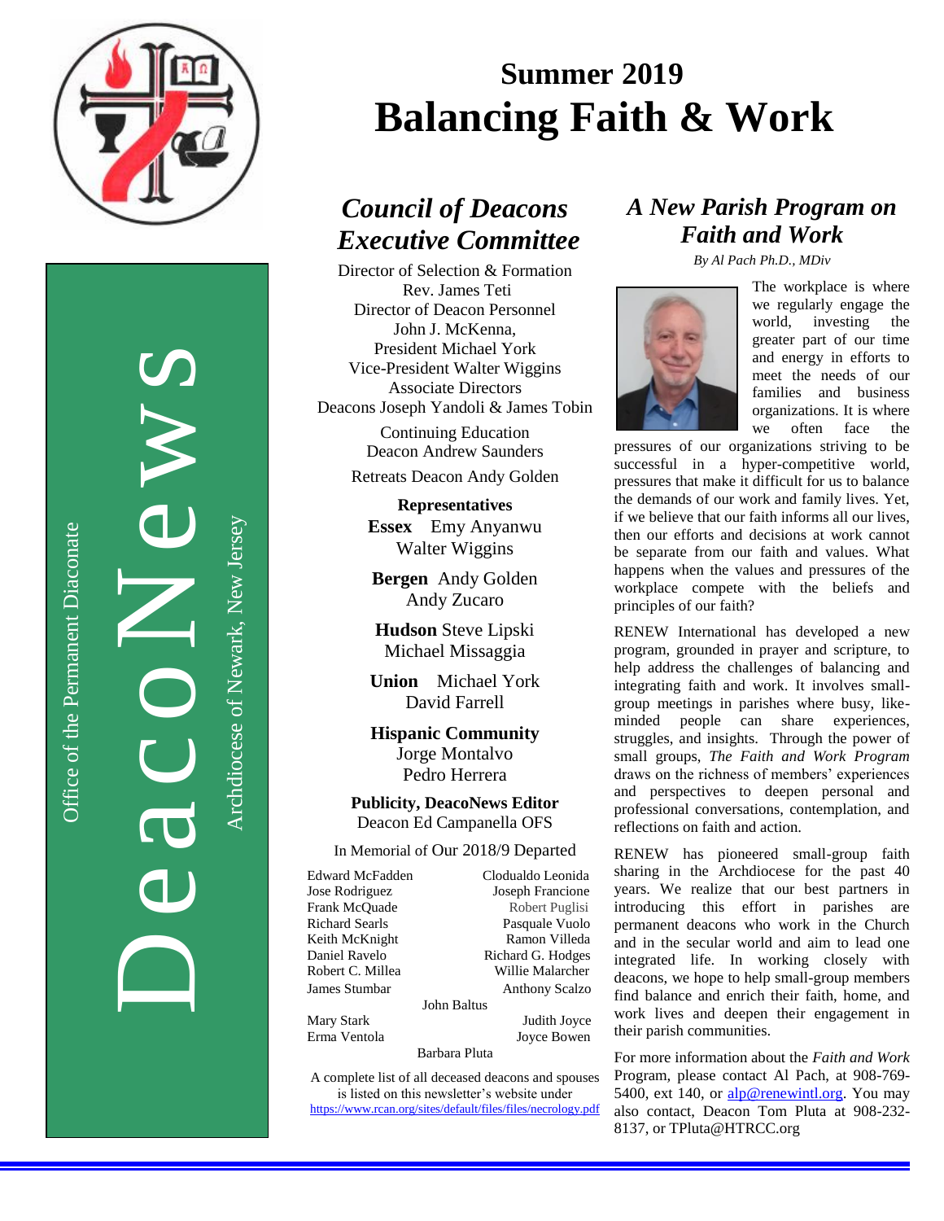DeacoNews

Office of the Permanent Diaconate

Archdiocese of Newark, New Jersey

# Summer 2019
# Balancing Faith & Work

## *Council of Deacons Executive Committee*

Director of Selection & Formation
Rev. James Teti
Director of Deacon Personnel
John J. McKenna,
President Michael York
Vice-President Walter Wiggins
Associate Directors
Deacons Joseph Yandoli & James Tobin

Continuing Education
Deacon Andrew Saunders

Retreats Deacon Andy Golden

**Representatives**

**Essex** Emy Anyanwu
Walter Wiggins

**Bergen** Andy Golden
Andy Zucaro

**Hudson** Steve Lipski
Michael Missaggia

**Union** Michael York
David Farrell

**Hispanic Community**
Jorge Montalvo
Pedro Herrera

**Publicity, DeacoNews Editor**
Deacon Ed Campanella OFS

In Memorial of Our 2018/9 Departed

| | |
|---|---|
| Edward McFadden | Clodualdo Leonida |
| Jose Rodriguez | Joseph Francione |
| Frank McQuade | Robert Puglisi |
| Richard Searls | Pasquale Vuolo |
| Keith McKnight | Ramon Villeda |
| Daniel Ravelo | Richard G. Hodges |
| Robert C. Millea | Willie Malarcher |
| James Stumbar | Anthony Scalzo |
| John Baltus | |
| Mary Stark | Judith Joyce |
| Erma Ventola | Joyce Bowen |
| Barbara Pluta | |

A complete list of all deceased deacons and spouses is listed on this newsletter's website under https://www.rcan.org/sites/default/files/files/necrology.pdf

## *A New Parish Program on Faith and Work*

*By Al Pach Ph.D., MDiv*

The workplace is where we regularly engage the world, investing the greater part of our time and energy in efforts to meet the needs of our families and business organizations. It is where we often face the pressures of our organizations striving to be successful in a hyper-competitive world, pressures that make it difficult for us to balance the demands of our work and family lives. Yet, if we believe that our faith informs all our lives, then our efforts and decisions at work cannot be separate from our faith and values. What happens when the values and pressures of the workplace compete with the beliefs and principles of our faith?

RENEW International has developed a new program, grounded in prayer and scripture, to help address the challenges of balancing and integrating faith and work. It involves small-group meetings in parishes where busy, like-minded people can share experiences, struggles, and insights. Through the power of small groups, *The Faith and Work Program* draws on the richness of members' experiences and perspectives to deepen personal and professional conversations, contemplation, and reflections on faith and action.

RENEW has pioneered small-group faith sharing in the Archdiocese for the past 40 years. We realize that our best partners in introducing this effort in parishes are permanent deacons who work in the Church and in the secular world and aim to lead one integrated life. In working closely with deacons, we hope to help small-group members find balance and enrich their faith, home, and work lives and deepen their engagement in their parish communities.

For more information about the *Faith and Work* Program, please contact Al Pach, at 908-769-5400, ext 140, or alp@renewintl.org. You may also contact, Deacon Tom Pluta at 908-232-8137, or TPluta@HTRCC.org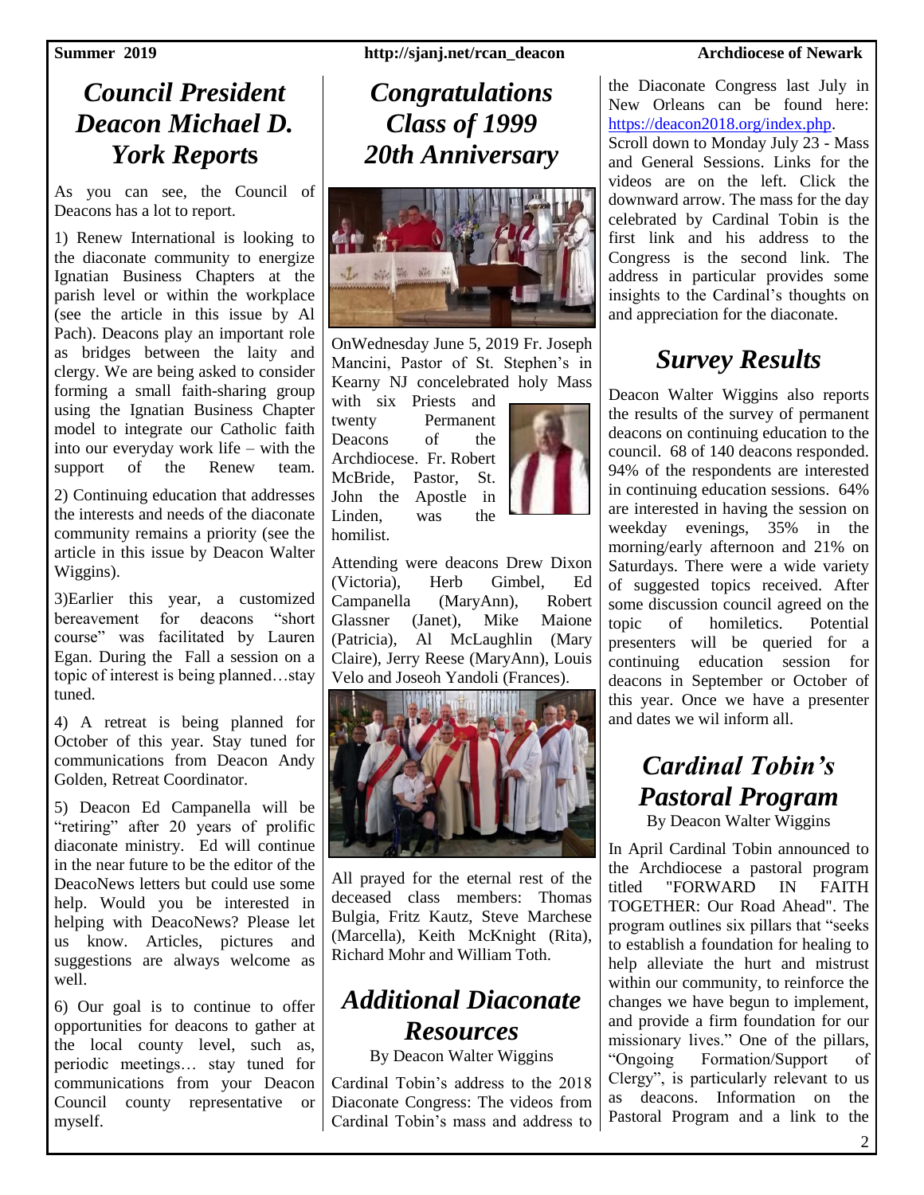# *Council President Deacon Michael D. York Reports*

As you can see, the Council of Deacons has a lot to report.

1) Renew International is looking to the diaconate community to energize Ignatian Business Chapters at the parish level or within the workplace (see the article in this issue by Al Pach). Deacons play an important role as bridges between the laity and clergy. We are being asked to consider forming a small faith-sharing group using the Ignatian Business Chapter model to integrate our Catholic faith into our everyday work life – with the support of the Renew team.

2) Continuing education that addresses the interests and needs of the diaconate community remains a priority (see the article in this issue by Deacon Walter Wiggins).

3)Earlier this year, a customized bereavement for deacons "short course" was facilitated by Lauren Egan. During the Fall a session on a topic of interest is being planned…stay tuned.

4) A retreat is being planned for October of this year. Stay tuned for communications from Deacon Andy Golden, Retreat Coordinator.

5) Deacon Ed Campanella will be "retiring" after 20 years of prolific diaconate ministry. Ed will continue in the near future to be the editor of the DeacoNews letters but could use some help. Would you be interested in helping with DeacoNews? Please let us know. Articles, pictures and suggestions are always welcome as well.

6) Our goal is to continue to offer opportunities for deacons to gather at the local county level, such as, periodic meetings… stay tuned for communications from your Deacon Council county representative or myself.

# *Congratulations Class of 1999 20th Anniversary*

OnWednesday June 5, 2019 Fr. Joseph Mancini, Pastor of St. Stephen's in Kearny NJ concelebrated holy Mass with six Priests and twenty Permanent Deacons of the Archdiocese. Fr. Robert McBride, Pastor, St. John the Apostle in Linden, was the homilist.

Attending were deacons Drew Dixon (Victoria), Herb Gimbel, Ed Campanella (MaryAnn), Robert Glassner (Janet), Mike Maione (Patricia), Al McLaughlin (Mary Claire), Jerry Reese (MaryAnn), Louis Velo and Joseoh Yandoli (Frances).

All prayed for the eternal rest of the deceased class members: Thomas Bulgia, Fritz Kautz, Steve Marchese (Marcella), Keith McKnight (Rita), Richard Mohr and William Toth.

# *Additional Diaconate Resources*

By Deacon Walter Wiggins

Cardinal Tobin's address to the 2018 Diaconate Congress: The videos from Cardinal Tobin's mass and address to the Diaconate Congress last July in New Orleans can be found here: https://deacon2018.org/index.php.

Scroll down to Monday July 23 - Mass and General Sessions. Links for the videos are on the left. Click the downward arrow. The mass for the day celebrated by Cardinal Tobin is the first link and his address to the Congress is the second link. The address in particular provides some insights to the Cardinal's thoughts on and appreciation for the diaconate.

# *Survey Results*

Deacon Walter Wiggins also reports the results of the survey of permanent deacons on continuing education to the council. 68 of 140 deacons responded. 94% of the respondents are interested in continuing education sessions. 64% are interested in having the session on weekday evenings, 35% in the morning/early afternoon and 21% on Saturdays. There were a wide variety of suggested topics received. After some discussion council agreed on the topic of homiletics. Potential presenters will be queried for a continuing education session for deacons in September or October of this year. Once we have a presenter and dates we wil inform all.

# *Cardinal Tobin's Pastoral Program*

By Deacon Walter Wiggins

In April Cardinal Tobin announced to the Archdiocese a pastoral program titled "FORWARD IN FAITH TOGETHER: Our Road Ahead". The program outlines six pillars that "seeks to establish a foundation for healing to help alleviate the hurt and mistrust within our community, to reinforce the changes we have begun to implement, and provide a firm foundation for our missionary lives." One of the pillars, "Ongoing Formation/Support of Clergy", is particularly relevant to us as deacons. Information on the Pastoral Program and a link to the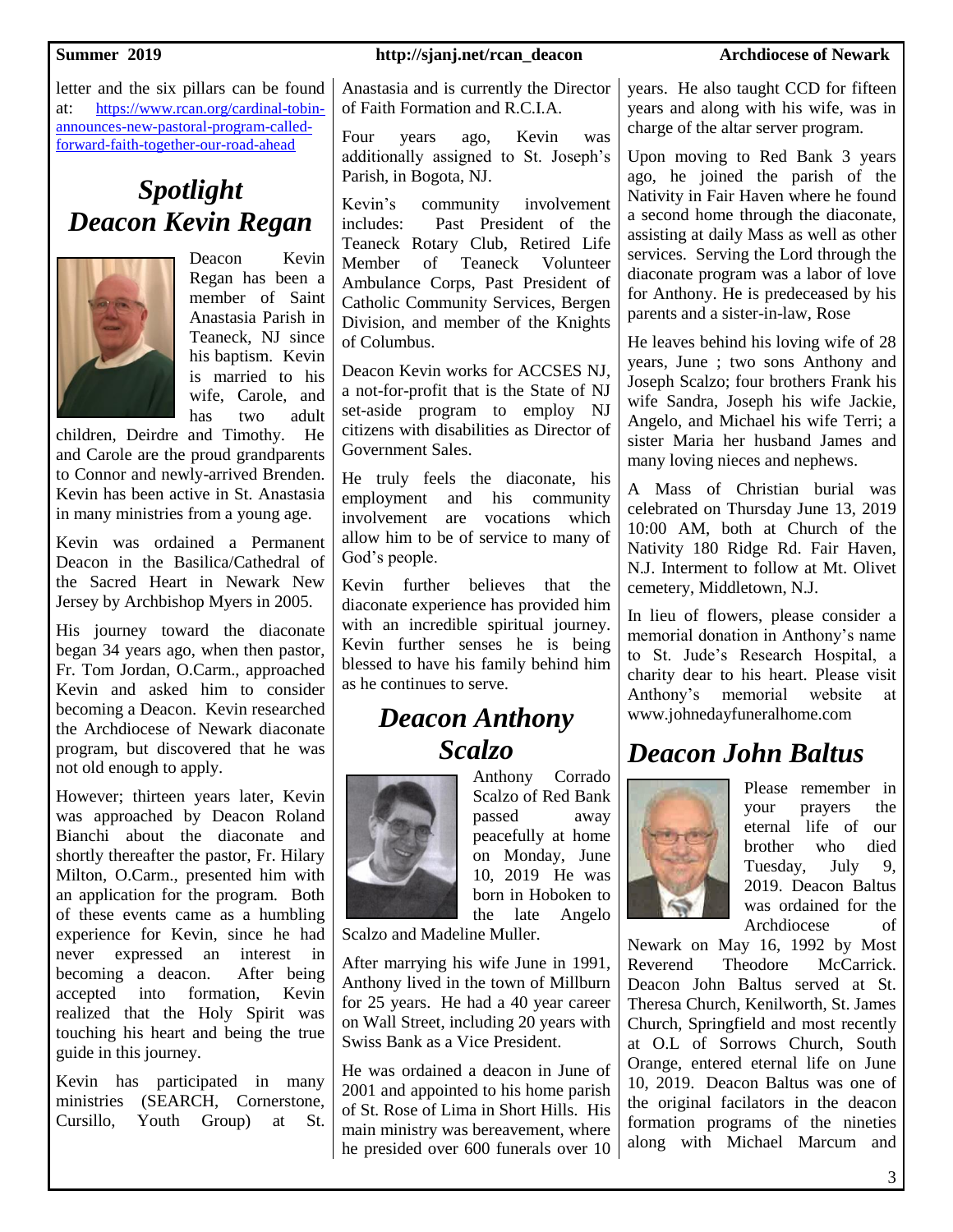letter and the six pillars can be found at: https://www.rcan.org/cardinal-tobin-announces-new-pastoral-program-called-forward-faith-together-our-road-ahead

## *Spotlight Deacon Kevin Regan*

Deacon Kevin Regan has been a member of Saint Anastasia Parish in Teaneck, NJ since his baptism. Kevin is married to his wife, Carole, and has two adult children, Deirdre and Timothy. He and Carole are the proud grandparents to Connor and newly-arrived Brenden. Kevin has been active in St. Anastasia in many ministries from a young age.

Kevin was ordained a Permanent Deacon in the Basilica/Cathedral of the Sacred Heart in Newark New Jersey by Archbishop Myers in 2005.

His journey toward the diaconate began 34 years ago, when then pastor, Fr. Tom Jordan, O.Carm., approached Kevin and asked him to consider becoming a Deacon. Kevin researched the Archdiocese of Newark diaconate program, but discovered that he was not old enough to apply.

However; thirteen years later, Kevin was approached by Deacon Roland Bianchi about the diaconate and shortly thereafter the pastor, Fr. Hilary Milton, O.Carm., presented him with an application for the program. Both of these events came as a humbling experience for Kevin, since he had never expressed an interest in becoming a deacon. After being accepted into formation, Kevin realized that the Holy Spirit was touching his heart and being the true guide in this journey.

Kevin has participated in many ministries (SEARCH, Cornerstone, Cursillo, Youth Group) at St. Anastasia and is currently the Director of Faith Formation and R.C.I.A.

Four years ago, Kevin was additionally assigned to St. Joseph's Parish, in Bogota, NJ.

Kevin's community involvement includes: Past President of the Teaneck Rotary Club, Retired Life Member of Teaneck Volunteer Ambulance Corps, Past President of Catholic Community Services, Bergen Division, and member of the Knights of Columbus.

Deacon Kevin works for ACCSES NJ, a not-for-profit that is the State of NJ set-aside program to employ NJ citizens with disabilities as Director of Government Sales.

He truly feels the diaconate, his employment and his community involvement are vocations which allow him to be of service to many of God's people.

Kevin further believes that the diaconate experience has provided him with an incredible spiritual journey. Kevin further senses he is being blessed to have his family behind him as he continues to serve.

## *Deacon Anthony Scalzo*

Anthony Corrado Scalzo of Red Bank passed away peacefully at home on Monday, June 10, 2019 He was born in Hoboken to the late Angelo Scalzo and Madeline Muller.

After marrying his wife June in 1991, Anthony lived in the town of Millburn for 25 years. He had a 40 year career on Wall Street, including 20 years with Swiss Bank as a Vice President.

He was ordained a deacon in June of 2001 and appointed to his home parish of St. Rose of Lima in Short Hills. His main ministry was bereavement, where he presided over 600 funerals over 10 years. He also taught CCD for fifteen years and along with his wife, was in charge of the altar server program.

Upon moving to Red Bank 3 years ago, he joined the parish of the Nativity in Fair Haven where he found a second home through the diaconate, assisting at daily Mass as well as other services. Serving the Lord through the diaconate program was a labor of love for Anthony. He is predeceased by his parents and a sister-in-law, Rose

He leaves behind his loving wife of 28 years, June ; two sons Anthony and Joseph Scalzo; four brothers Frank his wife Sandra, Joseph his wife Jackie, Angelo, and Michael his wife Terri; a sister Maria her husband James and many loving nieces and nephews.

A Mass of Christian burial was celebrated on Thursday June 13, 2019 10:00 AM, both at Church of the Nativity 180 Ridge Rd. Fair Haven, N.J. Interment to follow at Mt. Olivet cemetery, Middletown, N.J.

In lieu of flowers, please consider a memorial donation in Anthony's name to St. Jude's Research Hospital, a charity dear to his heart. Please visit Anthony's memorial website at www.johnedayfuneralhome.com

## *Deacon John Baltus*

Please remember in your prayers the eternal life of our brother who died Tuesday, July 9, 2019. Deacon Baltus was ordained for the Archdiocese of Newark on May 16, 1992 by Most Reverend Theodore McCarrick. Deacon John Baltus served at St. Theresa Church, Kenilworth, St. James Church, Springfield and most recently at O.L of Sorrows Church, South Orange, entered eternal life on June 10, 2019. Deacon Baltus was one of the original facilators in the deacon formation programs of the nineties along with Michael Marcum and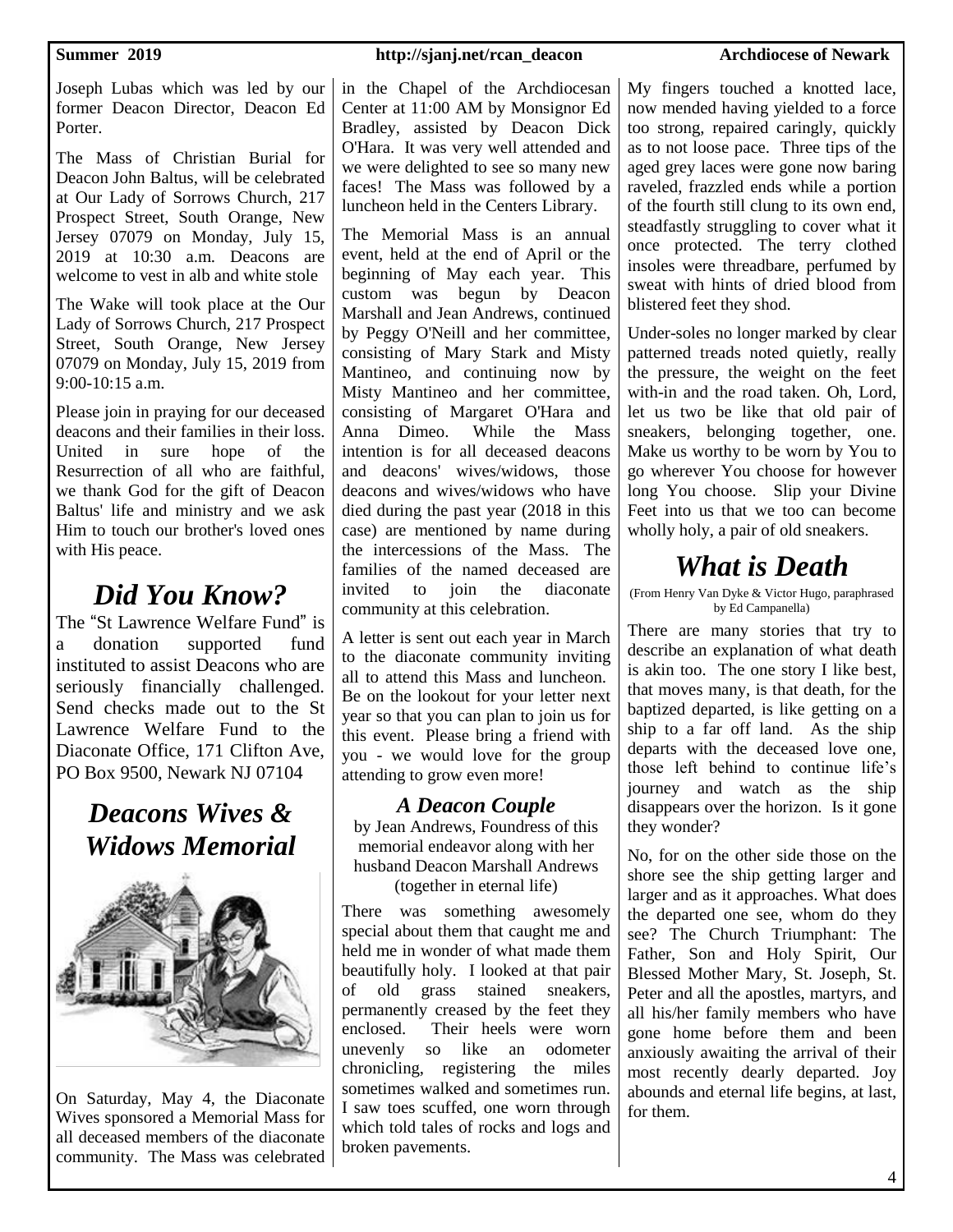Joseph Lubas which was led by our former Deacon Director, Deacon Ed Porter.

The Mass of Christian Burial for Deacon John Baltus, will be celebrated at Our Lady of Sorrows Church, 217 Prospect Street, South Orange, New Jersey 07079 on Monday, July 15, 2019 at 10:30 a.m. Deacons are welcome to vest in alb and white stole

The Wake will took place at the Our Lady of Sorrows Church, 217 Prospect Street, South Orange, New Jersey 07079 on Monday, July 15, 2019 from 9:00-10:15 a.m.

Please join in praying for our deceased deacons and their families in their loss. United in sure hope of the Resurrection of all who are faithful, we thank God for the gift of Deacon Baltus' life and ministry and we ask Him to touch our brother's loved ones with His peace.

# *Did You Know?*

The "St Lawrence Welfare Fund" is a donation supported fund instituted to assist Deacons who are seriously financially challenged. Send checks made out to the St Lawrence Welfare Fund to the Diaconate Office, 171 Clifton Ave, PO Box 9500, Newark NJ 07104

# *Deacons Wives & Widows Memorial*

On Saturday, May 4, the Diaconate Wives sponsored a Memorial Mass for all deceased members of the diaconate community. The Mass was celebrated in the Chapel of the Archdiocesan Center at 11:00 AM by Monsignor Ed Bradley, assisted by Deacon Dick O'Hara. It was very well attended and we were delighted to see so many new faces! The Mass was followed by a luncheon held in the Centers Library.

The Memorial Mass is an annual event, held at the end of April or the beginning of May each year. This custom was begun by Deacon Marshall and Jean Andrews, continued by Peggy O'Neill and her committee, consisting of Mary Stark and Misty Mantineo, and continuing now by Misty Mantineo and her committee, consisting of Margaret O'Hara and Anna Dimeo. While the Mass intention is for all deceased deacons and deacons' wives/widows, those deacons and wives/widows who have died during the past year (2018 in this case) are mentioned by name during the intercessions of the Mass. The families of the named deceased are invited to join the diaconate community at this celebration.

A letter is sent out each year in March to the diaconate community inviting all to attend this Mass and luncheon. Be on the lookout for your letter next year so that you can plan to join us for this event. Please bring a friend with you - we would love for the group attending to grow even more!

### *A Deacon Couple*

by Jean Andrews, Foundress of this memorial endeavor along with her husband Deacon Marshall Andrews (together in eternal life)

There was something awesomely special about them that caught me and held me in wonder of what made them beautifully holy. I looked at that pair of old grass stained sneakers, permanently creased by the feet they enclosed. Their heels were worn unevenly so like an odometer chronicling, registering the miles sometimes walked and sometimes run. I saw toes scuffed, one worn through which told tales of rocks and logs and broken pavements.

My fingers touched a knotted lace, now mended having yielded to a force too strong, repaired caringly, quickly as to not loose pace. Three tips of the aged grey laces were gone now baring raveled, frazzled ends while a portion of the fourth still clung to its own end, steadfastly struggling to cover what it once protected. The terry clothed insoles were threadbare, perfumed by sweat with hints of dried blood from blistered feet they shod.

Under-soles no longer marked by clear patterned treads noted quietly, really the pressure, the weight on the feet with-in and the road taken. Oh, Lord, let us two be like that old pair of sneakers, belonging together, one. Make us worthy to be worn by You to go wherever You choose for however long You choose. Slip your Divine Feet into us that we too can become wholly holy, a pair of old sneakers.

# *What is Death*

(From Henry Van Dyke & Victor Hugo, paraphrased by Ed Campanella)

There are many stories that try to describe an explanation of what death is akin too. The one story I like best, that moves many, is that death, for the baptized departed, is like getting on a ship to a far off land. As the ship departs with the deceased love one, those left behind to continue life's journey and watch as the ship disappears over the horizon. Is it gone they wonder?

No, for on the other side those on the shore see the ship getting larger and larger and as it approaches. What does the departed one see, whom do they see? The Church Triumphant: The Father, Son and Holy Spirit, Our Blessed Mother Mary, St. Joseph, St. Peter and all the apostles, martyrs, and all his/her family members who have gone home before them and been anxiously awaiting the arrival of their most recently dearly departed. Joy abounds and eternal life begins, at last, for them.